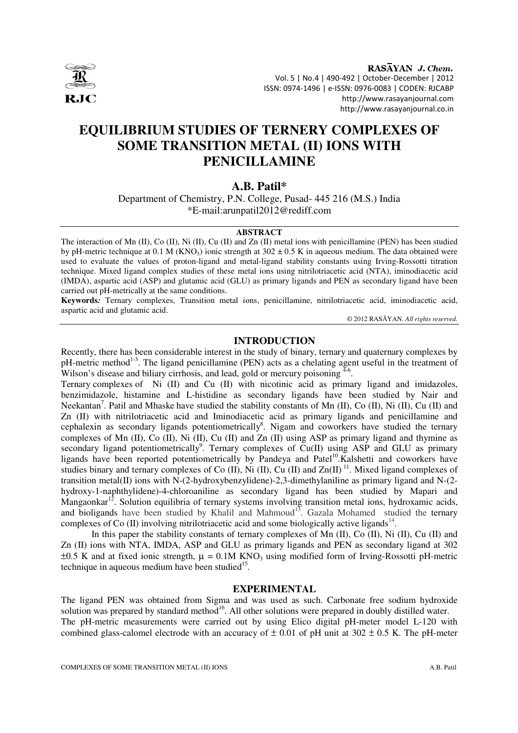# EQUILIBRIUM STUDIES OF TERNERY COMPLEXES OF SOME TRANSITION METAL (II) IONS WITH PENICILLAMINE

**A.B. Patil***

Department of Chemistry, P.N. College, Pusad- 445 216 (M.S.) India
*E-mail:arunpatil2012@rediff.com

## ABSTRACT

The interaction of Mn (II), Co (II), Ni (II), Cu (II) and Zn (II) metal ions with penicillamine (PEN) has been studied by pH-metric technique at 0.1 M ($KNO_3$) ionic strength at 302 ± 0.5 K in aqueous medium. The data obtained were used to evaluate the values of proton-ligand and metal-ligand stability constants using Irving-Rossotti titration technique. Mixed ligand complex studies of these metal ions using nitrilotriacetic acid (NTA), iminodiacetic acid (IMDA), aspartic acid (ASP) and glutamic acid (GLU) as primary ligands and PEN as secondary ligand have been carried out pH-metrically at the same conditions.

**Keywords***:* Ternary complexes, Transition metal ions, penicillamine, nitrilotriacetic acid, iminodiacetic acid, aspartic acid and glutamic acid.

© 2012 RASĀYAN. *All rights reserved.*

## INTRODUCTION

Recently, there has been considerable interest in the study of binary, ternary and quaternary complexes by pH-metric method[1-3]. The ligand penicillamine (PEN) acts as a chelating agent useful in the treatment of Wilson's disease and biliary cirrhosis, and lead, gold or mercury poisoning [4-6].

Ternary complexes of Ni (II) and Cu (II) with nicotinic acid as primary ligand and imidazoles, benzimidazole, histamine and L-histidine as secondary ligands have been studied by Nair and Neekantan[7]. Patil and Mhaske have studied the stability constants of Mn (II), Co (II), Ni (II), Cu (II) and Zn (II) with nitrilotriacetic acid and Iminodiacetic acid as primary ligands and penicillamine and cephalexin as secondary ligands potentiometrically[8]. Nigam and coworkers have studied the ternary complexes of Mn (II), Co (II), Ni (II), Cu (II) and Zn (II) using ASP as primary ligand and thymine as secondary ligand potentiometrically[9]. Ternary complexes of Cu(II) using ASP and GLU as primary ligands have been reported potentiometrically by Pandeya and Patel[10].Kalshetti and coworkers have studies binary and ternary complexes of Co (II), Ni (II), Cu (II) and Zn(II) [11]. Mixed ligand complexes of transition metal(II) ions with N-(2-hydroxybenzylidene)-2,3-dimethylaniline as primary ligand and N-(2-hydroxy-1-naphthylidene)-4-chloroaniline as secondary ligand has been studied by Mapari and Mangaonkar[12]. Solution equilibria of ternary systems involving transition metal ions, hydroxamic acids, and bioligands have been studied by Khalil and Mahmoud[13]. Gazala Mohamed studied the ternary complexes of Co (II) involving nitrilotriacetic acid and some biologically active ligands[14].

In this paper the stability constants of ternary complexes of Mn (II), Co (II), Ni (II), Cu (II) and Zn (II) ions with NTA, IMDA, ASP and GLU as primary ligands and PEN as secondary ligand at 302 ±0.5 K and at fixed ionic strength, $\mu$ = 0.1M $KNO_3$ using modified form of Irving-Rossotti pH-metric technique in aqueous medium have been studied[15].

## EXPERIMENTAL

The ligand PEN was obtained from Sigma and was used as such. Carbonate free sodium hydroxide solution was prepared by standard method[16]. All other solutions were prepared in doubly distilled water.

The pH-metric measurements were carried out by using Elico digital pH-meter model L-120 with combined glass-calomel electrode with an accuracy of ± 0.01 of pH unit at 302 ± 0.5 K. The pH-meter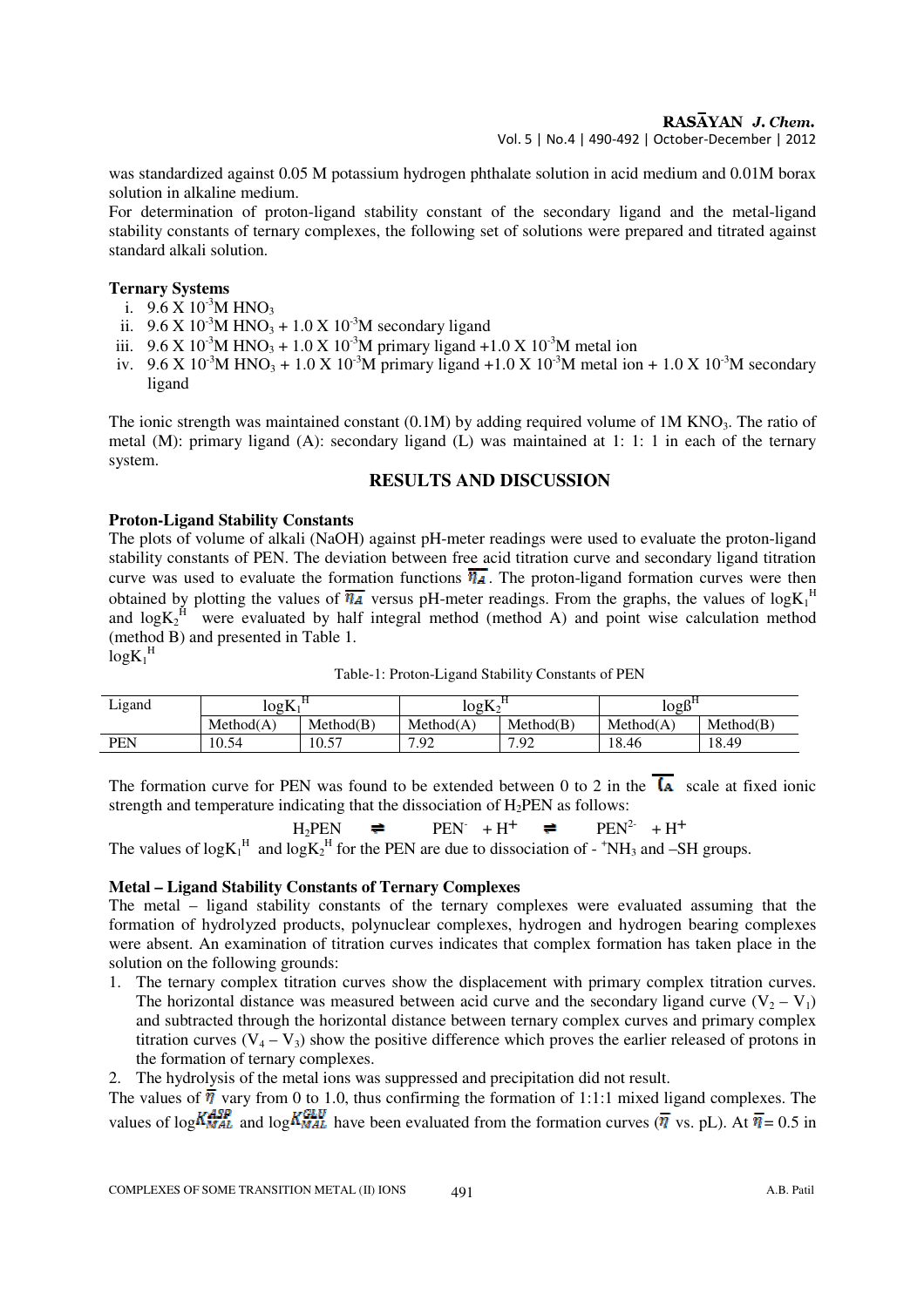was standardized against 0.05 M potassium hydrogen phthalate solution in acid medium and 0.01M borax solution in alkaline medium.

For determination of proton-ligand stability constant of the secondary ligand and the metal-ligand stability constants of ternary complexes, the following set of solutions were prepared and titrated against standard alkali solution.

**Ternary Systems**

1. $9.6 \times 10^{-3}$M $HNO_3$
2. $9.6 \times 10^{-3}$M $HNO_3$ + $1.0 \times 10^{-3}$M secondary ligand
3. $9.6 \times 10^{-3}$M $HNO_3$ + $1.0 \times 10^{-3}$M primary ligand +$1.0 \times 10^{-3}$M metal ion
4. $9.6 \times 10^{-3}$M $HNO_3$ + $1.0 \times 10^{-3}$M primary ligand +$1.0 \times 10^{-3}$M metal ion + $1.0 \times 10^{-3}$M secondary ligand

The ionic strength was maintained constant (0.1M) by adding required volume of 1M $KNO_3$. The ratio of metal (M): primary ligand (A): secondary ligand (L) was maintained at 1: 1: 1 in each of the ternary system.

## RESULTS AND DISCUSSION

**Proton-Ligand Stability Constants**

The plots of volume of alkali (NaOH) against pH-meter readings were used to evaluate the proton-ligand stability constants of PEN. The deviation between free acid titration curve and secondary ligand titration curve was used to evaluate the formation functions $\bar{n}_A$. The proton-ligand formation curves were then obtained by plotting the values of $\bar{n}_A$ versus pH-meter readings. From the graphs, the values of $\log K_1^H$ and $\log K_2^H$ were evaluated by half integral method (method A) and point wise calculation method (method B) and presented in Table 1.

$\log K_1^H$

Table-1: Proton-Ligand Stability Constants of PEN

| Ligand | $\log K_1^H$ | | $\log K_2^H$ | | $\log \beta^H$ | |
|---|---|---|---|---|---|---|
| | Method(A) | Method(B) | Method(A) | Method(B) | Method(A) | Method(B) |
| PEN | 10.54 | 10.57 | 7.92 | 7.92 | 18.46 | 18.49 |

The formation curve for PEN was found to be extended between 0 to 2 in the $\bar{n}_A$ scale at fixed ionic strength and temperature indicating that the dissociation of $H_2PEN$ as follows:

$$H_2PEN \rightleftharpoons PEN^- + H^+ \rightleftharpoons PEN^{2-} + H^+$$

The values of $\log K_1^H$ and $\log K_2^H$ for the PEN are due to dissociation of - $^+NH_3$ and –SH groups.

**Metal – Ligand Stability Constants of Ternary Complexes**

The metal – ligand stability constants of the ternary complexes were evaluated assuming that the formation of hydrolyzed products, polynuclear complexes, hydrogen and hydrogen bearing complexes were absent. An examination of titration curves indicates that complex formation has taken place in the solution on the following grounds:

1. The ternary complex titration curves show the displacement with primary complex titration curves. The horizontal distance was measured between acid curve and the secondary ligand curve ($V_2 - V_1$) and subtracted through the horizontal distance between ternary complex curves and primary complex titration curves ($V_4 - V_3$) show the positive difference which proves the earlier released of protons in the formation of ternary complexes.
2. The hydrolysis of the metal ions was suppressed and precipitation did not result.

The values of $\bar{n}$ vary from 0 to 1.0, thus confirming the formation of 1:1:1 mixed ligand complexes. The values of $\log K_{MAL}^{ASP}$ and $\log K_{MAL}^{GLU}$ have been evaluated from the formation curves ($\bar{n}$ vs. pL). At $\bar{n}$ = 0.5 in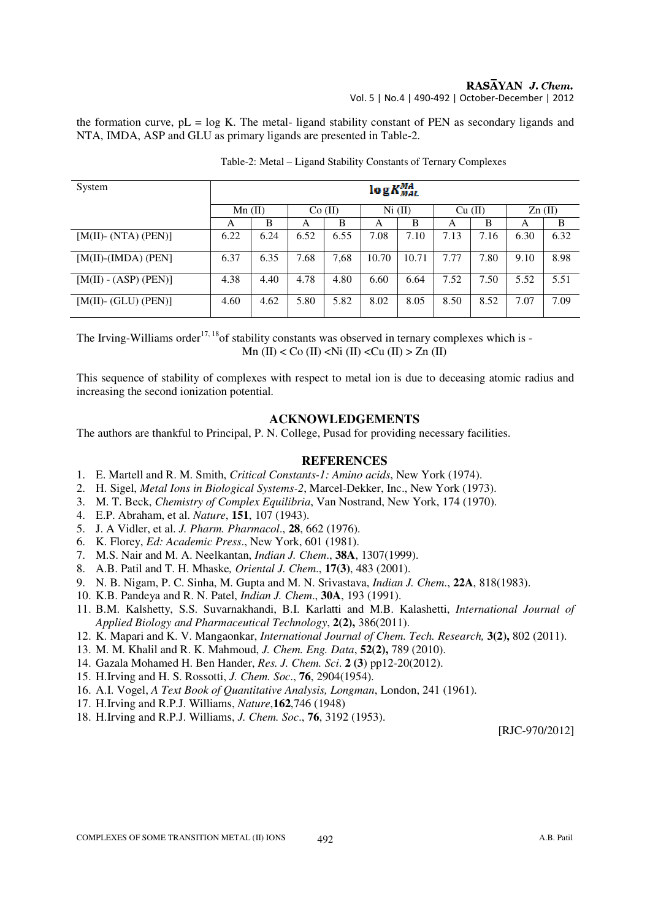the formation curve, pL = log K. The metal- ligand stability constant of PEN as secondary ligands and NTA, IMDA, ASP and GLU as primary ligands are presented in Table-2.

Table-2: Metal – Ligand Stability Constants of Ternary Complexes

| System | $\log K^{MA}_{MAL}$ | | | | | | | | | |
|---|---|---|---|---|---|---|---|---|---|---|
| | Mn (II) | | Co (II) | | Ni (II) | | Cu (II) | | Zn (II) | |
| | A | B | A | B | A | B | A | B | A | B |
| [M(II)- (NTA) (PEN)] | 6.22 | 6.24 | 6.52 | 6.55 | 7.08 | 7.10 | 7.13 | 7.16 | 6.30 | 6.32 |
| [M(II)-(IMDA) (PEN] | 6.37 | 6.35 | 7.68 | 7,68 | 10.70 | 10.71 | 7.77 | 7.80 | 9.10 | 8.98 |
| [M(II) - (ASP) (PEN)] | 4.38 | 4.40 | 4.78 | 4.80 | 6.60 | 6.64 | 7.52 | 7.50 | 5.52 | 5.51 |
| [M(II)- (GLU) (PEN)] | 4.60 | 4.62 | 5.80 | 5.82 | 8.02 | 8.05 | 8.50 | 8.52 | 7.07 | 7.09 |

The Irving-Williams order[17, 18] of stability constants was observed in ternary complexes which is -

Mn (II) < Co (II) <Ni (II) <Cu (II) > Zn (II)

This sequence of stability of complexes with respect to metal ion is due to deceasing atomic radius and increasing the second ionization potential.

## ACKNOWLEDGEMENTS

The authors are thankful to Principal, P. N. College, Pusad for providing necessary facilities.

## REFERENCES

1. E. Martell and R. M. Smith, *Critical Constants-1: Amino acids*, New York (1974).
2. H. Sigel, *Metal Ions in Biological Systems-2*, Marcel-Dekker, Inc., New York (1973).
3. M. T. Beck, *Chemistry of Complex Equilibria*, Van Nostrand, New York, 174 (1970).
4. E.P. Abraham, et al. *Nature*, **151**, 107 (1943).
5. J. A Vidler, et al. *J. Pharm. Pharmacol*., **28**, 662 (1976).
6. K. Florey, *Ed: Academic Press*., New York, 601 (1981).
7. M.S. Nair and M. A. Neelkantan, *Indian J. Chem*., **38A**, 1307(1999).
8. A.B. Patil and T. H. Mhaske*, Oriental J. Chem*., **17(3)**, 483 (2001).
9. N. B. Nigam, P. C. Sinha, M. Gupta and M. N. Srivastava, *Indian J. Chem*., **22A**, 818(1983).
10. K.B. Pandeya and R. N. Patel, *Indian J. Chem*., **30A**, 193 (1991).
11. B.M. Kalshetty, S.S. Suvarnakhandi, B.I. Karlatti and M.B. Kalashetti, *International Journal of Applied Biology and Pharmaceutical Technology*, **2(2),** 386(2011).
12. K. Mapari and K. V. Mangaonkar, *International Journal of Chem. Tech. Research,* **3(2),** 802 (2011).
13. M. M. Khalil and R. K. Mahmoud, *J. Chem. Eng. Data*, **52(2),** 789 (2010).
14. Gazala Mohamed H. Ben Hander, *Res. J. Chem. Sci*. **2 (3**) pp12-20(2012).
15. H.Irving and H. S. Rossotti, *J. Chem. Soc*., **76**, 2904(1954).
16. A.I. Vogel, *A Text Book of Quantitative Analysis, Longman*, London, 241 (1961).
17. H.Irving and R.P.J. Williams, *Nature*,**162**,746 (1948)
18. H.Irving and R.P.J. Williams, *J. Chem. Soc*., **76**, 3192 (1953).

[RJC-970/2012]